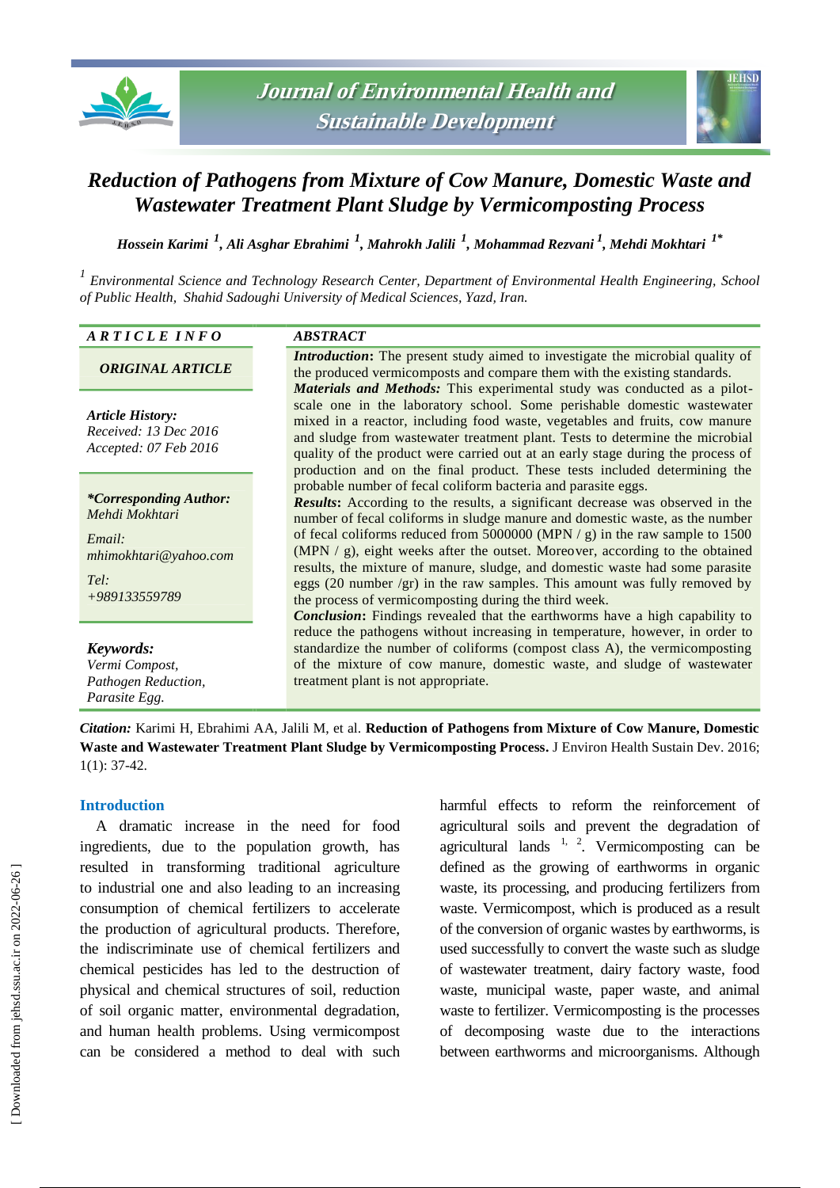# Reduction of Pathogens from Mixture of Cow Manure, Domestic Waste and Wastewater Treatment Plant Sludge by Vermicomposting Process

*Hossein Karimi [1], Ali Asghar Ebrahimi [1], Mahrokh Jalili [1], Mohammad Rezvani [1], Mehdi Mokhtari [1*]*

*[1] Environmental Science and Technology Research Center, Department of Environmental Health Engineering, School of Public Health, Shahid Sadoughi University of Medical Sciences, Yazd, Iran.*

## ARTICLE INFO

***ORIGINAL ARTICLE***

***Article History:***
*Received: 13 Dec 2016*
*Accepted: 07 Feb 2016*

***\*Corresponding Author:***
*Mehdi Mokhtari*

*Email:*
*mhimokhtari@yahoo.com*

*Tel:*
*+989133559789*

***Keywords:***
*Vermi Compost,*
*Pathogen Reduction,*
*Parasite Egg.*

## ABSTRACT

***Introduction*****:** The present study aimed to investigate the microbial quality of the produced vermicomposts and compare them with the existing standards.

***Materials and Methods:*** This experimental study was conducted as a pilot-scale one in the laboratory school. Some perishable domestic wastewater mixed in a reactor, including food waste, vegetables and fruits, cow manure and sludge from wastewater treatment plant. Tests to determine the microbial quality of the product were carried out at an early stage during the process of production and on the final product. These tests included determining the probable number of fecal coliform bacteria and parasite eggs.

***Results*****:** According to the results, a significant decrease was observed in the number of fecal coliforms in sludge manure and domestic waste, as the number of fecal coliforms reduced from 5000000 (MPN / g) in the raw sample to 1500 (MPN / g), eight weeks after the outset. Moreover, according to the obtained results, the mixture of manure, sludge, and domestic waste had some parasite eggs (20 number /gr) in the raw samples. This amount was fully removed by the process of vermicomposting during the third week.

***Conclusion*****:** Findings revealed that the earthworms have a high capability to reduce the pathogens without increasing in temperature, however, in order to standardize the number of coliforms (compost class A), the vermicomposting of the mixture of cow manure, domestic waste, and sludge of wastewater treatment plant is not appropriate.

***Citation:*** Karimi H, Ebrahimi AA, Jalili M, et al. **Reduction of Pathogens from Mixture of Cow Manure, Domestic Waste and Wastewater Treatment Plant Sludge by Vermicomposting Process.** J Environ Health Sustain Dev. 2016; 1(1): 37-42.

## Introduction

A dramatic increase in the need for food ingredients, due to the population growth, has resulted in transforming traditional agriculture to industrial one and also leading to an increasing consumption of chemical fertilizers to accelerate the production of agricultural products. Therefore, the indiscriminate use of chemical fertilizers and chemical pesticides has led to the destruction of physical and chemical structures of soil, reduction of soil organic matter, environmental degradation, and human health problems. Using vermicompost can be considered a method to deal with such harmful effects to reform the reinforcement of agricultural soils and prevent the degradation of agricultural lands [1, 2]. Vermicomposting can be defined as the growing of earthworms in organic waste, its processing, and producing fertilizers from waste. Vermicompost, which is produced as a result of the conversion of organic wastes by earthworms, is used successfully to convert the waste such as sludge of wastewater treatment, dairy factory waste, food waste, municipal waste, paper waste, and animal waste to fertilizer. Vermicomposting is the processes of decomposing waste due to the interactions between earthworms and microorganisms. Although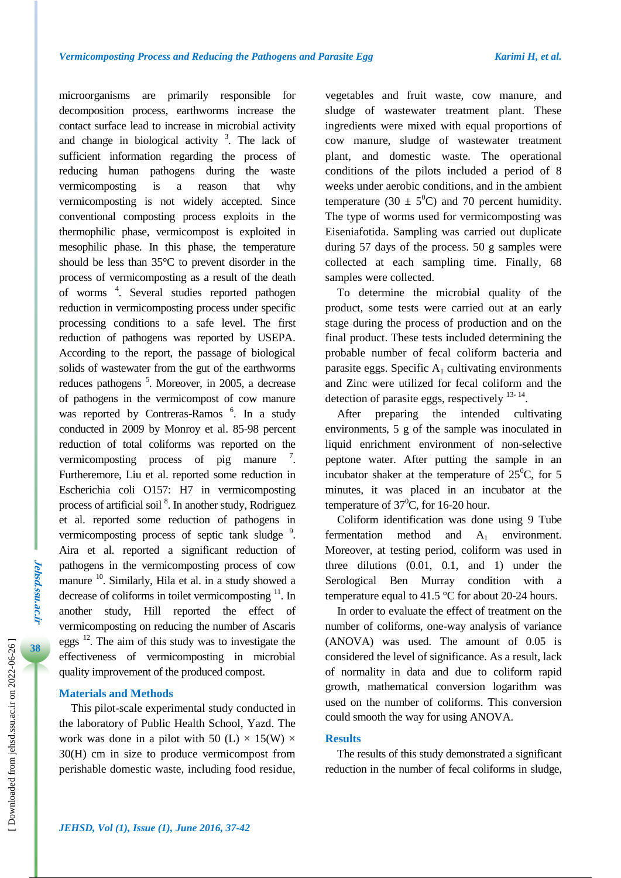microorganisms are primarily responsible for decomposition process, earthworms increase the contact surface lead to increase in microbial activity and change in biological activity [3]. The lack of sufficient information regarding the process of reducing human pathogens during the waste vermicomposting is a reason that why vermicomposting is not widely accepted. Since conventional composting process exploits in the thermophilic phase, vermicompost is exploited in mesophilic phase. In this phase, the temperature should be less than 35°C to prevent disorder in the process of vermicomposting as a result of the death of worms [4]. Several studies reported pathogen reduction in vermicomposting process under specific processing conditions to a safe level. The first reduction of pathogens was reported by USEPA. According to the report, the passage of biological solids of wastewater from the gut of the earthworms reduces pathogens [5]. Moreover, in 2005, a decrease of pathogens in the vermicompost of cow manure was reported by Contreras-Ramos [6]. In a study conducted in 2009 by Monroy et al. 85-98 percent reduction of total coliforms was reported on the vermicomposting process of pig manure [7]. Furtheremore, Liu et al. reported some reduction in Escherichia coli O157: H7 in vermicomposting process of artificial soil [8]. In another study, Rodriguez et al. reported some reduction of pathogens in vermicomposting process of septic tank sludge [9]. Aira et al. reported a significant reduction of pathogens in the vermicomposting process of cow manure [10]. Similarly, Hila et al. in a study showed a decrease of coliforms in toilet vermicomposting [11]. In another study, Hill reported the effect of vermicomposting on reducing the number of Ascaris eggs [12]. The aim of this study was to investigate the effectiveness of vermicomposting in microbial quality improvement of the produced compost.

## Materials and Methods

This pilot-scale experimental study conducted in the laboratory of Public Health School, Yazd. The work was done in a pilot with 50 (L) × 15(W) × 30(H) cm in size to produce vermicompost from perishable domestic waste, including food residue, vegetables and fruit waste, cow manure, and sludge of wastewater treatment plant. These ingredients were mixed with equal proportions of cow manure, sludge of wastewater treatment plant, and domestic waste. The operational conditions of the pilots included a period of 8 weeks under aerobic conditions, and in the ambient temperature (30 ± $5^{0}$C) and 70 percent humidity. The type of worms used for vermicomposting was Eiseniafotida. Sampling was carried out duplicate during 57 days of the process. 50 g samples were collected at each sampling time. Finally, 68 samples were collected.

To determine the microbial quality of the product, some tests were carried out at an early stage during the process of production and on the final product. These tests included determining the probable number of fecal coliform bacteria and parasite eggs. Specific $A_1$ cultivating environments and Zinc were utilized for fecal coliform and the detection of parasite eggs, respectively [13-14].

After preparing the intended cultivating environments, 5 g of the sample was inoculated in liquid enrichment environment of non-selective peptone water. After putting the sample in an incubator shaker at the temperature of $25^{0}$C, for 5 minutes, it was placed in an incubator at the temperature of $37^{0}$C, for 16-20 hour.

Coliform identification was done using 9 Tube fermentation method and $A_1$ environment. Moreover, at testing period, coliform was used in three dilutions (0.01, 0.1, and 1) under the Serological Ben Murray condition with a temperature equal to 41.5 °C for about 20-24 hours.

In order to evaluate the effect of treatment on the number of coliforms, one-way analysis of variance (ANOVA) was used. The amount of 0.05 is considered the level of significance. As a result, lack of normality in data and due to coliform rapid growth, mathematical conversion logarithm was used on the number of coliforms. This conversion could smooth the way for using ANOVA.

## Results

The results of this study demonstrated a significant reduction in the number of fecal coliforms in sludge,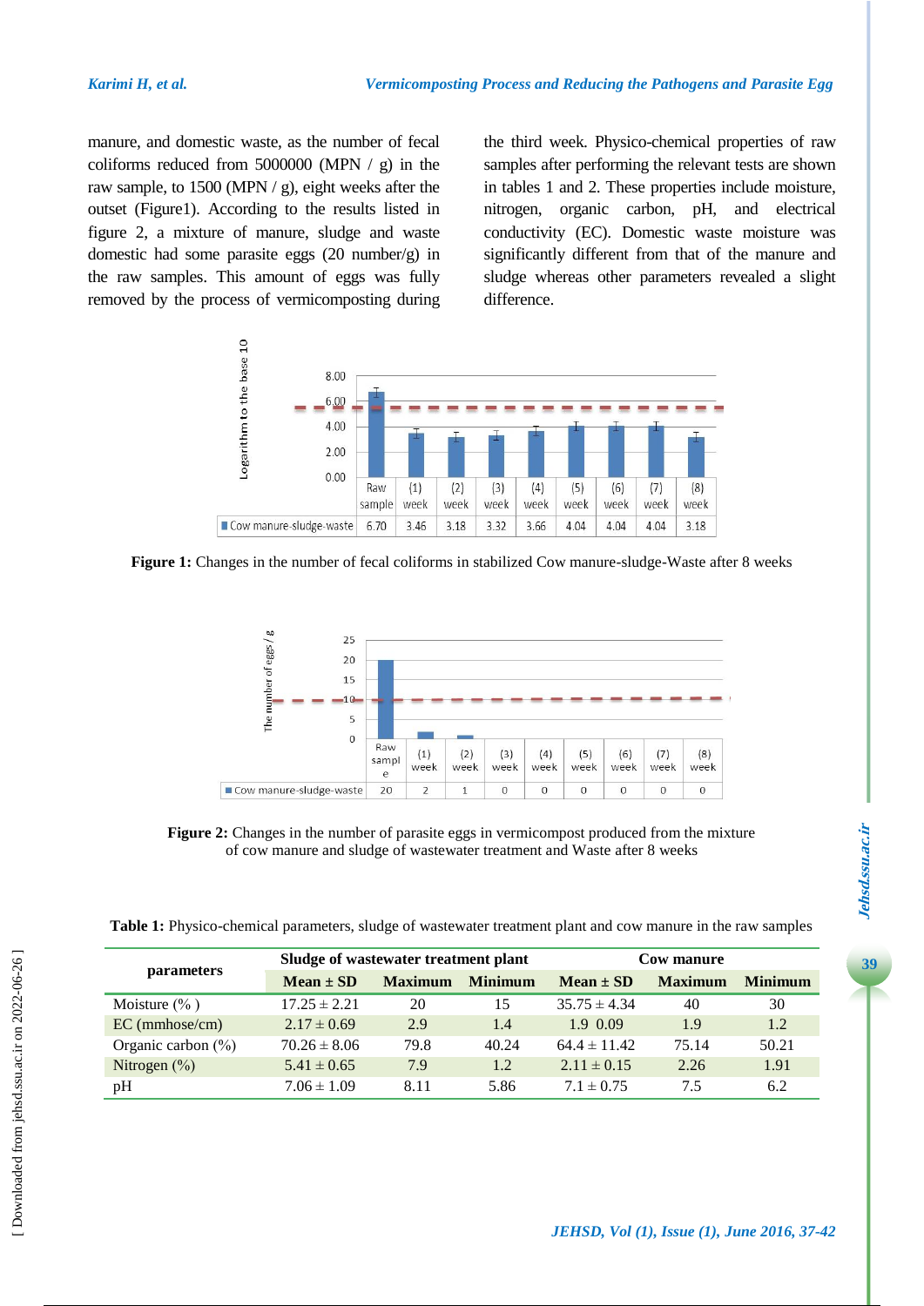manure, and domestic waste, as the number of fecal coliforms reduced from 5000000 (MPN / g) in the raw sample, to 1500 (MPN / g), eight weeks after the outset (Figure1). According to the results listed in figure 2, a mixture of manure, sludge and waste domestic had some parasite eggs (20 number/g) in the raw samples. This amount of eggs was fully removed by the process of vermicomposting during the third week. Physico-chemical properties of raw samples after performing the relevant tests are shown in tables 1 and 2. These properties include moisture, nitrogen, organic carbon, pH, and electrical conductivity (EC). Domestic waste moisture was significantly different from that of the manure and sludge whereas other parameters revealed a slight difference.

| | Raw sample | (1) week | (2) week | (3) week | (4) week | (5) week | (6) week | (7) week | (8) week |
|---|---|---|---|---|---|---|---|---|---|
| Cow manure-sludge-waste | 6.70 | 3.46 | 3.18 | 3.32 | 3.66 | 4.04 | 4.04 | 4.04 | 3.18 |

**Figure 1:** Changes in the number of fecal coliforms in stabilized Cow manure-sludge-Waste after 8 weeks

| | Raw sample | (1) week | (2) week | (3) week | (4) week | (5) week | (6) week | (7) week | (8) week |
|---|---|---|---|---|---|---|---|---|---|
| Cow manure-sludge-waste | 20 | 2 | 1 | 0 | 0 | 0 | 0 | 0 | 0 |

**Figure 2:** Changes in the number of parasite eggs in vermicompost produced from the mixture of cow manure and sludge of wastewater treatment and Waste after 8 weeks

**Table 1:** Physico-chemical parameters, sludge of wastewater treatment plant and cow manure in the raw samples

| parameters | Sludge of wastewater treatment plant | | | Cow manure | | |
|---|---|---|---|---|---|---|
| | **Mean ± SD** | **Maximum** | **Minimum** | **Mean ± SD** | **Maximum** | **Minimum** |
| Moisture (% ) | 17.25 ± 2.21 | 20 | 15 | 35.75 ± 4.34 | 40 | 30 |
| EC (mmhose/cm) | 2.17 ± 0.69 | 2.9 | 1.4 | 1.9 0.09 | 1.9 | 1.2 |
| Organic carbon (%) | 70.26 ± 8.06 | 79.8 | 40.24 | 64.4 ± 11.42 | 75.14 | 50.21 |
| Nitrogen (%) | 5.41 ± 0.65 | 7.9 | 1.2 | 2.11 ± 0.15 | 2.26 | 1.91 |
| pH | 7.06 ± 1.09 | 8.11 | 5.86 | 7.1 ± 0.75 | 7.5 | 6.2 |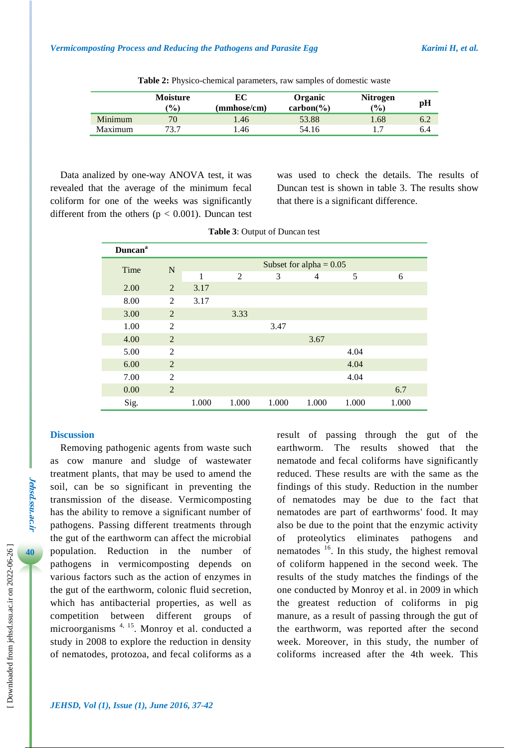**Table 2:** Physico-chemical parameters, raw samples of domestic waste

| | Moisture (%) | EC (mmhose/cm) | Organic carbon(%) | Nitrogen (%) | pH |
|---|---|---|---|---|---|
| Minimum | 70 | 1.46 | 53.88 | 1.68 | 6.2 |
| Maximum | 73.7 | 1.46 | 54.16 | 1.7 | 6.4 |

Data analized by one-way ANOVA test, it was revealed that the average of the minimum fecal coliform for one of the weeks was significantly different from the others ($p < 0.001$). Duncan test was used to check the details. The results of Duncan test is shown in table 3. The results show that there is a significant difference.

**Table 3**: Output of Duncan test

| Duncan[a] | | | | | | | |
|---|---|---|---|---|---|---|---|
| Time | N | Subset for alpha = 0.05 | | | | | |
| | | 1 | 2 | 3 | 4 | 5 | 6 |
| 2.00 | 2 | 3.17 | | | | | |
| 8.00 | 2 | 3.17 | | | | | |
| 3.00 | 2 | | 3.33 | | | | |
| 1.00 | 2 | | | 3.47 | | | |
| 4.00 | 2 | | | | 3.67 | | |
| 5.00 | 2 | | | | | 4.04 | |
| 6.00 | 2 | | | | | 4.04 | |
| 7.00 | 2 | | | | | 4.04 | |
| 0.00 | 2 | | | | | | 6.7 |
| Sig. | | 1.000 | 1.000 | 1.000 | 1.000 | 1.000 | 1.000 |

## Discussion

Removing pathogenic agents from waste such as cow manure and sludge of wastewater treatment plants, that may be used to amend the soil, can be so significant in preventing the transmission of the disease. Vermicomposting has the ability to remove a significant number of pathogens. Passing different treatments through the gut of the earthworm can affect the microbial population. Reduction in the number of pathogens in vermicomposting depends on various factors such as the action of enzymes in the gut of the earthworm, colonic fluid secretion, which has antibacterial properties, as well as competition between different groups of microorganisms [4, 15]. Monroy et al. conducted a study in 2008 to explore the reduction in density of nematodes, protozoa, and fecal coliforms as a result of passing through the gut of the earthworm. The results showed that the nematode and fecal coliforms have significantly reduced. These results are with the same as the findings of this study. Reduction in the number of nematodes may be due to the fact that nematodes are part of earthworms' food. It may also be due to the point that the enzymic activity of proteolytics eliminates pathogens and nematodes [16]. In this study, the highest removal of coliform happened in the second week. The results of the study matches the findings of the one conducted by Monroy et al. in 2009 in which the greatest reduction of coliforms in pig manure, as a result of passing through the gut of the earthworm, was reported after the second week. Moreover, in this study, the number of coliforms increased after the 4th week. This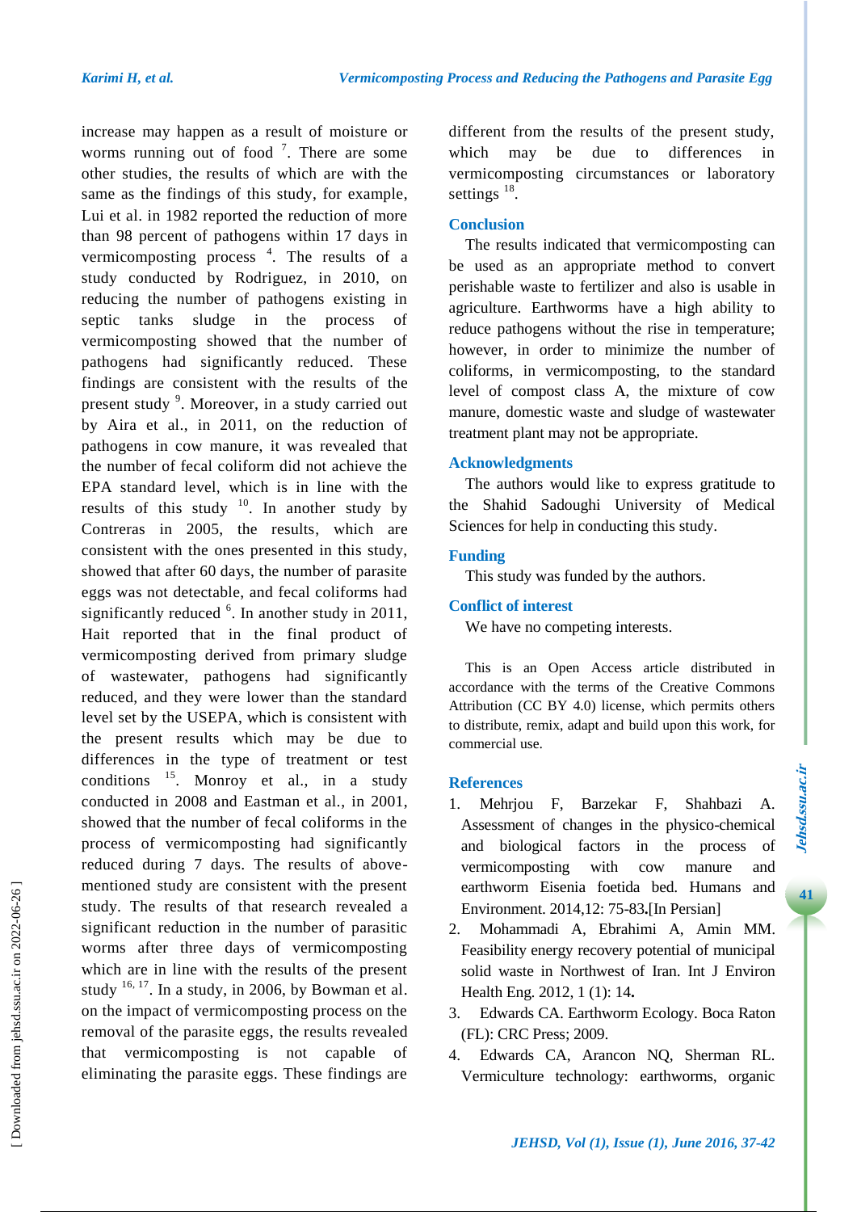increase may happen as a result of moisture or worms running out of food [7]. There are some other studies, the results of which are with the same as the findings of this study, for example, Lui et al. in 1982 reported the reduction of more than 98 percent of pathogens within 17 days in vermicomposting process [4]. The results of a study conducted by Rodriguez, in 2010, on reducing the number of pathogens existing in septic tanks sludge in the process of vermicomposting showed that the number of pathogens had significantly reduced. These findings are consistent with the results of the present study [9]. Moreover, in a study carried out by Aira et al., in 2011, on the reduction of pathogens in cow manure, it was revealed that the number of fecal coliform did not achieve the EPA standard level, which is in line with the results of this study [10]. In another study by Contreras in 2005, the results, which are consistent with the ones presented in this study, showed that after 60 days, the number of parasite eggs was not detectable, and fecal coliforms had significantly reduced [6]. In another study in 2011, Hait reported that in the final product of vermicomposting derived from primary sludge of wastewater, pathogens had significantly reduced, and they were lower than the standard level set by the USEPA, which is consistent with the present results which may be due to differences in the type of treatment or test conditions [15]. Monroy et al., in a study conducted in 2008 and Eastman et al., in 2001, showed that the number of fecal coliforms in the process of vermicomposting had significantly reduced during 7 days. The results of above-mentioned study are consistent with the present study. The results of that research revealed a significant reduction in the number of parasitic worms after three days of vermicomposting which are in line with the results of the present study [16, 17]. In a study, in 2006, by Bowman et al. on the impact of vermicomposting process on the removal of the parasite eggs, the results revealed that vermicomposting is not capable of eliminating the parasite eggs. These findings are different from the results of the present study, which may be due to differences in vermicomposting circumstances or laboratory settings [18].

## Conclusion

The results indicated that vermicomposting can be used as an appropriate method to convert perishable waste to fertilizer and also is usable in agriculture. Earthworms have a high ability to reduce pathogens without the rise in temperature; however, in order to minimize the number of coliforms, in vermicomposting, to the standard level of compost class A, the mixture of cow manure, domestic waste and sludge of wastewater treatment plant may not be appropriate.

## Acknowledgments

The authors would like to express gratitude to the Shahid Sadoughi University of Medical Sciences for help in conducting this study.

## Funding

This study was funded by the authors.

## Conflict of interest

We have no competing interests.

This is an Open Access article distributed in accordance with the terms of the Creative Commons Attribution (CC BY 4.0) license, which permits others to distribute, remix, adapt and build upon this work, for commercial use.

## References

1. Mehrjou F, Barzekar F, Shahbazi A. Assessment of changes in the physico-chemical and biological factors in the process of vermicomposting with cow manure and earthworm Eisenia foetida bed. Humans and Environment. 2014,12: 75-83.[In Persian]
2. Mohammadi A, Ebrahimi A, Amin MM. Feasibility energy recovery potential of municipal solid waste in Northwest of Iran. Int J Environ Health Eng. 2012, 1 (1): 14.
3. Edwards CA. Earthworm Ecology. Boca Raton (FL): CRC Press; 2009.
4. Edwards CA, Arancon NQ, Sherman RL. Vermiculture technology: earthworms, organic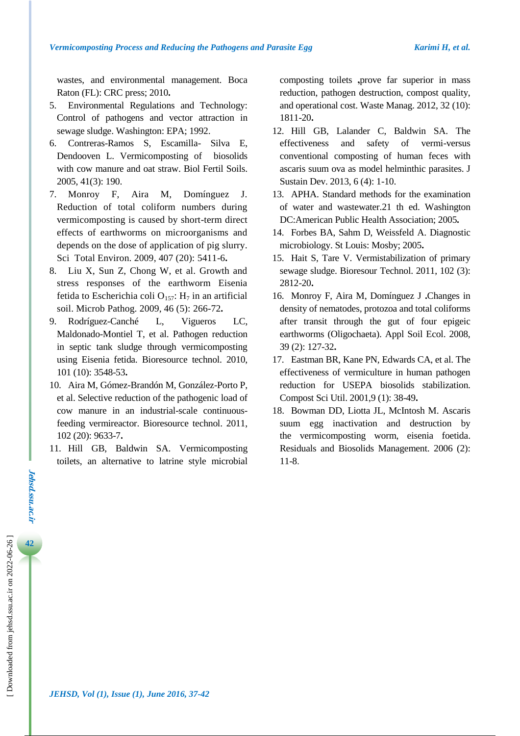wastes, and environmental management. Boca Raton (FL): CRC press; 2010.

5. Environmental Regulations and Technology: Control of pathogens and vector attraction in sewage sludge. Washington: EPA; 1992.
6. Contreras-Ramos S, Escamilla- Silva E, Dendooven L. Vermicomposting of biosolids with cow manure and oat straw. Biol Fertil Soils. 2005, 41(3): 190.
7. Monroy F, Aira M, Domínguez J. Reduction of total coliform numbers during vermicomposting is caused by short-term direct effects of earthworms on microorganisms and depends on the dose of application of pig slurry. Sci Total Environ. 2009, 407 (20): 5411-6.
8. Liu X, Sun Z, Chong W, et al. Growth and stress responses of the earthworm Eisenia fetida to Escherichia coli $O_{157}$: $H_7$ in an artificial soil. Microb Pathog. 2009, 46 (5): 266-72.
9. Rodríguez-Canché L, Vigueros LC, Maldonado-Montiel T, et al. Pathogen reduction in septic tank sludge through vermicomposting using Eisenia fetida. Bioresource technol. 2010, 101 (10): 3548-53.
10. Aira M, Gómez-Brandón M, González-Porto P, et al. Selective reduction of the pathogenic load of cow manure in an industrial-scale continuous-feeding vermireactor. Bioresource technol. 2011, 102 (20): 9633-7.
11. Hill GB, Baldwin SA. Vermicomposting toilets, an alternative to latrine style microbial composting toilets ,prove far superior in mass reduction, pathogen destruction, compost quality, and operational cost. Waste Manag. 2012, 32 (10): 1811-20.
12. Hill GB, Lalander C, Baldwin SA. The effectiveness and safety of vermi-versus conventional composting of human feces with ascaris suum ova as model helminthic parasites. J Sustain Dev. 2013, 6 (4): 1-10.
13. APHA. Standard methods for the examination of water and wastewater.21 th ed. Washington DC:American Public Health Association; 2005.
14. Forbes BA, Sahm D, Weissfeld A. Diagnostic microbiology. St Louis: Mosby; 2005.
15. Hait S, Tare V. Vermistabilization of primary sewage sludge. Bioresour Technol. 2011, 102 (3): 2812-20.
16. Monroy F, Aira M, Domínguez J .Changes in density of nematodes, protozoa and total coliforms after transit through the gut of four epigeic earthworms (Oligochaeta). Appl Soil Ecol. 2008, 39 (2): 127-32.
17. Eastman BR, Kane PN, Edwards CA, et al. The effectiveness of vermiculture in human pathogen reduction for USEPA biosolids stabilization. Compost Sci Util. 2001,9 (1): 38-49.
18. Bowman DD, Liotta JL, McIntosh M. Ascaris suum egg inactivation and destruction by the vermicomposting worm, eisenia foetida. Residuals and Biosolids Management. 2006 (2): 11-8.